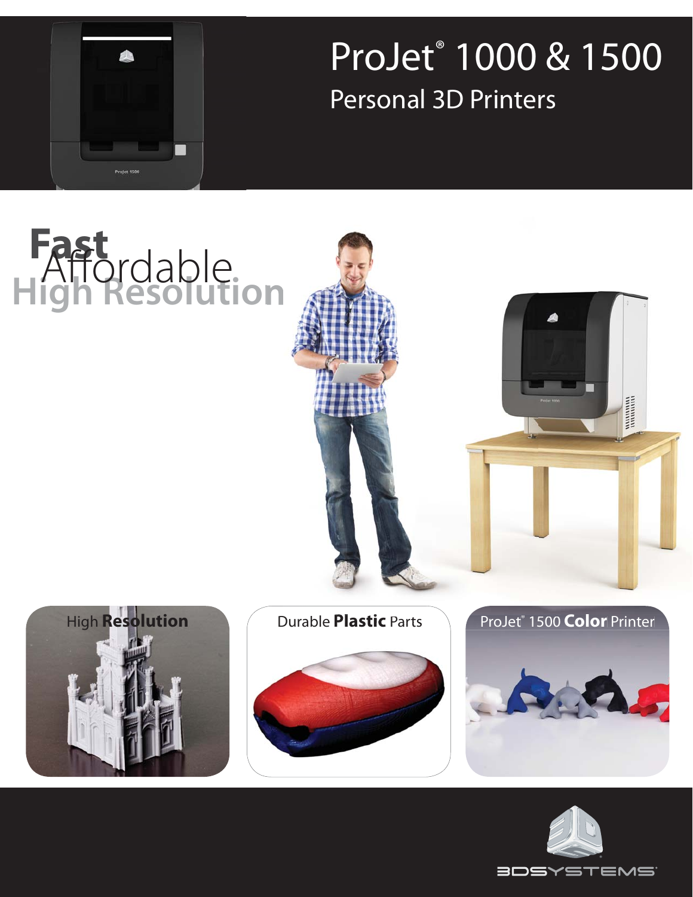# ProJet® 1000 & 1500

## Personal 3D Printers

**Fast**

Affordable

**High Resolution**

High **Resolution**

Durable **Plastic** Parts

ProJet® 1500 **Color** Printer

3DSYSTEMS®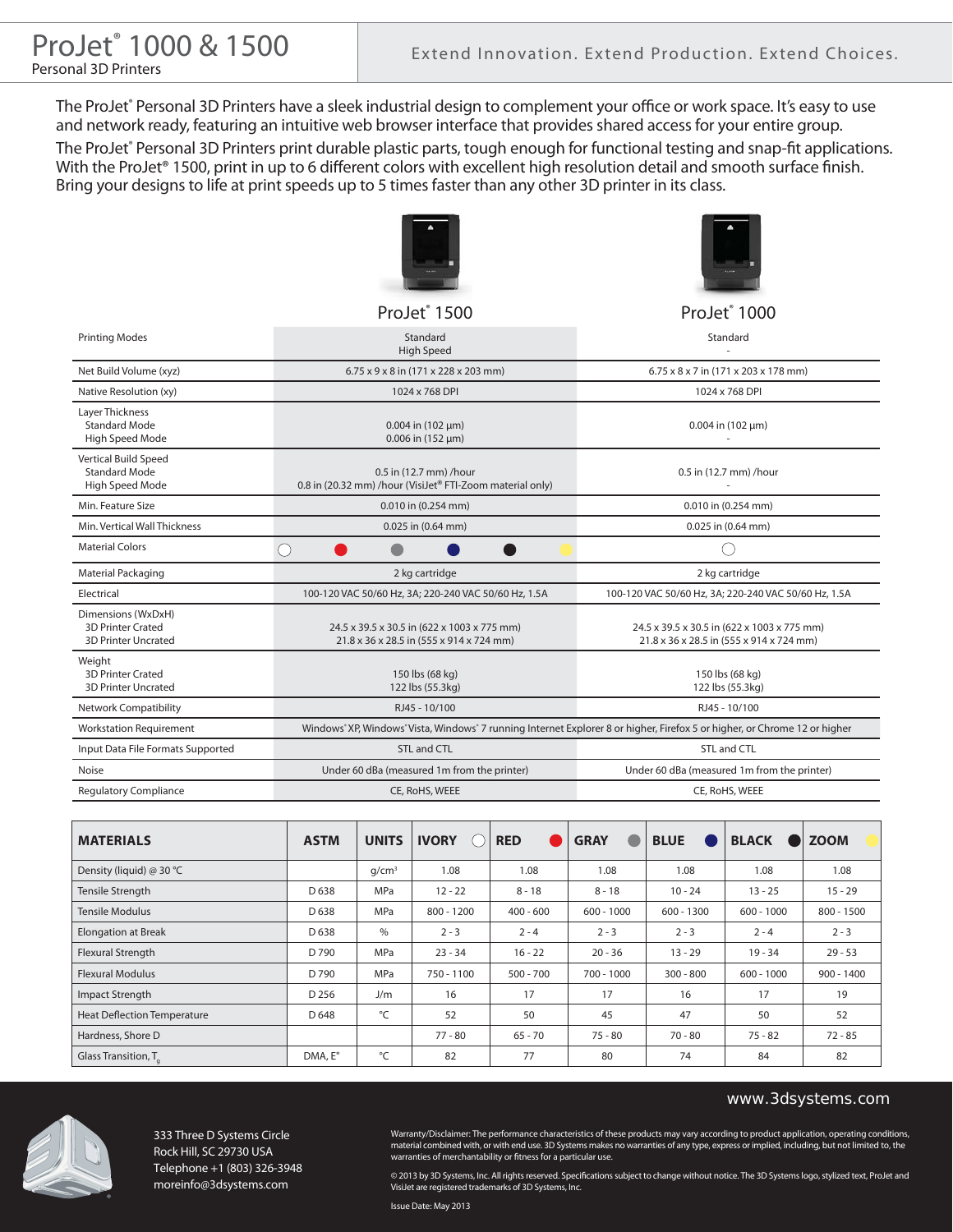# ProJet® 1000 & 1500

Personal 3D Printers

Extend Innovation. Extend Production. Extend Choices.

The ProJet® Personal 3D Printers have a sleek industrial design to complement your office or work space. It's easy to use and network ready, featuring an intuitive web browser interface that provides shared access for your entire group.

The ProJet® Personal 3D Printers print durable plastic parts, tough enough for functional testing and snap-fit applications. With the ProJet® 1500, print in up to 6 different colors with excellent high resolution detail and smooth surface finish. Bring your designs to life at print speeds up to 5 times faster than any other 3D printer in its class.

| | ProJet® 1500 | ProJet® 1000 |
|---|---|---|
| Printing Modes | Standard<br>High Speed | Standard<br>- |
| Net Build Volume (xyz) | 6.75 x 9 x 8 in (171 x 228 x 203 mm) | 6.75 x 8 x 7 in (171 x 203 x 178 mm) |
| Native Resolution (xy) | 1024 x 768 DPI | 1024 x 768 DPI |
| Layer Thickness<br>Standard Mode<br>High Speed Mode | 0.004 in (102 µm)<br>0.006 in (152 µm) | 0.004 in (102 µm)<br>- |
| Vertical Build Speed<br>Standard Mode<br>High Speed Mode | 0.5 in (12.7 mm) /hour<br>0.8 in (20.32 mm) /hour (VisiJet® FTI-Zoom material only) | 0.5 in (12.7 mm) /hour<br>- |
| Min. Feature Size | 0.010 in (0.254 mm) | 0.010 in (0.254 mm) |
| Min. Vertical Wall Thickness | 0.025 in (0.64 mm) | 0.025 in (0.64 mm) |
| Material Colors | ○ ● ● ● ● ● | ○ |
| Material Packaging | 2 kg cartridge | 2 kg cartridge |
| Electrical | 100-120 VAC 50/60 Hz, 3A; 220-240 VAC 50/60 Hz, 1.5A | 100-120 VAC 50/60 Hz, 3A; 220-240 VAC 50/60 Hz, 1.5A |
| Dimensions (WxDxH)<br>3D Printer Crated<br>3D Printer Uncrated | 24.5 x 39.5 x 30.5 in (622 x 1003 x 775 mm)<br>21.8 x 36 x 28.5 in (555 x 914 x 724 mm) | 24.5 x 39.5 x 30.5 in (622 x 1003 x 775 mm)<br>21.8 x 36 x 28.5 in (555 x 914 x 724 mm) |
| Weight<br>3D Printer Crated<br>3D Printer Uncrated | 150 lbs (68 kg)<br>122 lbs (55.3kg) | 150 lbs (68 kg)<br>122 lbs (55.3kg) |
| Network Compatibility | RJ45 - 10/100 | RJ45 - 10/100 |
| Workstation Requirement | Windows® XP, Windows® Vista, Windows® 7 running Internet Explorer 8 or higher, Firefox 5 or higher, or Chrome 12 or higher | |
| Input Data File Formats Supported | STL and CTL | STL and CTL |
| Noise | Under 60 dBa (measured 1m from the printer) | Under 60 dBa (measured 1m from the printer) |
| Regulatory Compliance | CE, RoHS, WEEE | CE, RoHS, WEEE |

| MATERIALS | ASTM | UNITS | IVORY | RED | GRAY | BLUE | BLACK | ZOOM |
|---|---|---|---|---|---|---|---|---|
| Density (liquid) @ 30 °C | | g/cm³ | 1.08 | 1.08 | 1.08 | 1.08 | 1.08 | 1.08 |
| Tensile Strength | D 638 | MPa | 12 - 22 | 8 - 18 | 8 - 18 | 10 - 24 | 13 - 25 | 15 - 29 |
| Tensile Modulus | D 638 | MPa | 800 - 1200 | 400 - 600 | 600 - 1000 | 600 - 1300 | 600 - 1000 | 800 - 1500 |
| Elongation at Break | D 638 | % | 2 - 3 | 2 - 4 | 2 - 3 | 2 - 3 | 2 - 4 | 2 - 3 |
| Flexural Strength | D 790 | MPa | 23 - 34 | 16 - 22 | 20 - 36 | 13 - 29 | 19 - 34 | 29 - 53 |
| Flexural Modulus | D 790 | MPa | 750 - 1100 | 500 - 700 | 700 - 1000 | 300 - 800 | 600 - 1000 | 900 - 1400 |
| Impact Strength | D 256 | J/m | 16 | 17 | 17 | 16 | 17 | 19 |
| Heat Deflection Temperature | D 648 | °C | 52 | 50 | 45 | 47 | 50 | 52 |
| Hardness, Shore D | | | 77 - 80 | 65 - 70 | 75 - 80 | 70 - 80 | 75 - 82 | 72 - 85 |
| Glass Transition, $T_g$ | DMA, E" | °C | 82 | 77 | 80 | 74 | 84 | 82 |

www.3dsystems.com

333 Three D Systems Circle
Rock Hill, SC 29730 USA
Telephone +1 (803) 326-3948
moreinfo@3dsystems.com

Warranty/Disclaimer: The performance characteristics of these products may vary according to product application, operating conditions, material combined with, or with end use. 3D Systems makes no warranties of any type, express or implied, including, but not limited to, the warranties of merchantability or fitness for a particular use.

© 2013 by 3D Systems, Inc. All rights reserved. Specifications subject to change without notice. The 3D Systems logo, stylized text, ProJet and VisiJet are registered trademarks of 3D Systems, Inc.

Issue Date: May 2013